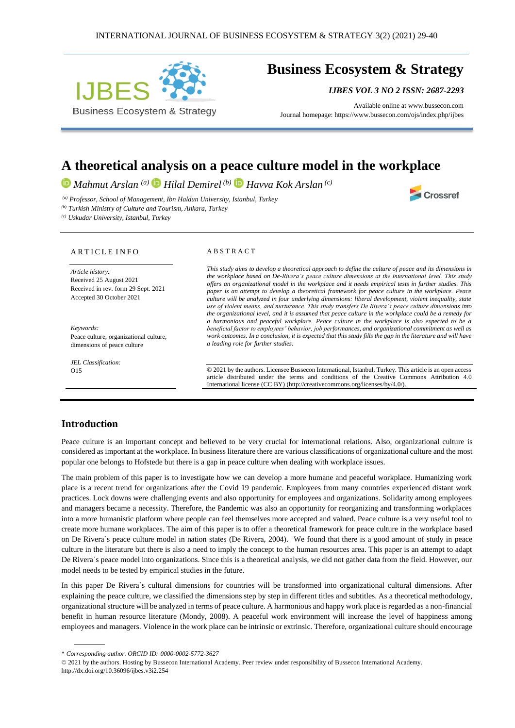# A theoretical analysis on a peace culture model in the workplace

*Mahmut Arslan* [(a)] *Hilal Demirel* [(b)] *Havva Kok Arslan* [(c)]

[(a)] *Professor, School of Management, Ibn Haldun University, Istanbul, Turkey*
[(b)] *Turkish Ministry of Culture and Tourism, Ankara, Turkey*
[(c)] *Uskudar University, Istanbul, Turkey*

## ARTICLE INFO

*Article history:*
Received 25 August 2021
Received in rev. form 29 Sept. 2021
Accepted 30 October 2021

*Keywords:*
Peace culture, organizational culture, dimensions of peace culture

*JEL Classification:*
O15

## ABSTRACT

*This study aims to develop a theoretical approach to define the culture of peace and its dimensions in the workplace based on De-Rivera's peace culture dimensions at the international level. This study offers an organizational model in the workplace and it needs empirical tests in further studies. This paper is an attempt to develop a theoretical framework for peace culture in the workplace. Peace culture will be analyzed in four underlying dimensions: liberal development, violent inequality, state use of violent means, and nurturance. This study transfers De Rivera's peace culture dimensions into the organizational level, and it is assumed that peace culture in the workplace could be a remedy for a harmonious and peaceful workplace. Peace culture in the workplace is also expected to be a beneficial factor to employees' behavior, job performances, and organizational commitment as well as work outcomes. In a conclusion, it is expected that this study fills the gap in the literature and will have a leading role for further studies.*

© 2021 by the authors. Licensee Bussecon International, Istanbul, Turkey. This article is an open access article distributed under the terms and conditions of the Creative Commons Attribution 4.0 International license (CC BY) (http://creativecommons.org/licenses/by/4.0/).

## Introduction

Peace culture is an important concept and believed to be very crucial for international relations. Also, organizational culture is considered as important at the workplace. In business literature there are various classifications of organizational culture and the most popular one belongs to Hofstede but there is a gap in peace culture when dealing with workplace issues.

The main problem of this paper is to investigate how we can develop a more humane and peaceful workplace. Humanizing work place is a recent trend for organizations after the Covid 19 pandemic. Employees from many countries experienced distant work practices. Lock downs were challenging events and also opportunity for employees and organizations. Solidarity among employees and managers became a necessity. Therefore, the Pandemic was also an opportunity for reorganizing and transforming workplaces into a more humanistic platform where people can feel themselves more accepted and valued. Peace culture is a very useful tool to create more humane workplaces. The aim of this paper is to offer a theoretical framework for peace culture in the workplace based on De Rivera`s peace culture model in nation states (De Rivera, 2004). We found that there is a good amount of study in peace culture in the literature but there is also a need to imply the concept to the human resources area. This paper is an attempt to adapt De Rivera`s peace model into organizations. Since this is a theoretical analysis, we did not gather data from the field. However, our model needs to be tested by empirical studies in the future.

In this paper De Rivera`s cultural dimensions for countries will be transformed into organizational cultural dimensions. After explaining the peace culture, we classified the dimensions step by step in different titles and subtitles. As a theoretical methodology, organizational structure will be analyzed in terms of peace culture. A harmonious and happy work place is regarded as a non-financial benefit in human resource literature (Mondy, 2008). A peaceful work environment will increase the level of happiness among employees and managers. Violence in the work place can be intrinsic or extrinsic. Therefore, organizational culture should encourage

\* *Corresponding author. ORCID ID: 0000-0002-5772-3627*

© 2021 by the authors. Hosting by Bussecon International Academy. Peer review under responsibility of Bussecon International Academy.
http://dx.doi.org/10.36096/ijbes.v3i2.254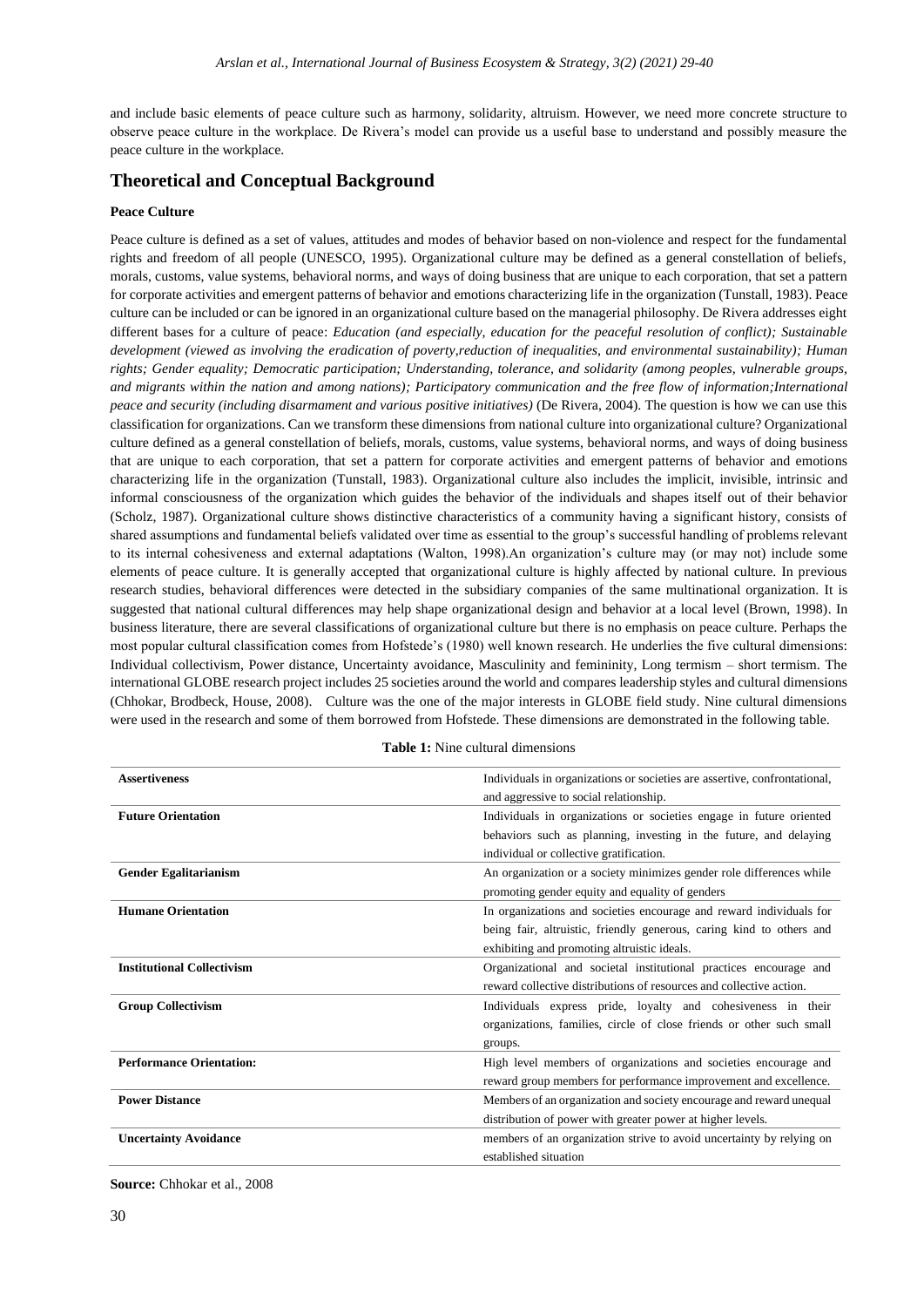and include basic elements of peace culture such as harmony, solidarity, altruism. However, we need more concrete structure to observe peace culture in the workplace. De Rivera's model can provide us a useful base to understand and possibly measure the peace culture in the workplace.

## Theoretical and Conceptual Background

### Peace Culture

Peace culture is defined as a set of values, attitudes and modes of behavior based on non-violence and respect for the fundamental rights and freedom of all people (UNESCO, 1995). Organizational culture may be defined as a general constellation of beliefs, morals, customs, value systems, behavioral norms, and ways of doing business that are unique to each corporation, that set a pattern for corporate activities and emergent patterns of behavior and emotions characterizing life in the organization (Tunstall, 1983). Peace culture can be included or can be ignored in an organizational culture based on the managerial philosophy. De Rivera addresses eight different bases for a culture of peace: *Education (and especially, education for the peaceful resolution of conflict); Sustainable development (viewed as involving the eradication of poverty,reduction of inequalities, and environmental sustainability); Human rights; Gender equality; Democratic participation; Understanding, tolerance, and solidarity (among peoples, vulnerable groups, and migrants within the nation and among nations); Participatory communication and the free flow of information;International peace and security (including disarmament and various positive initiatives)* (De Rivera, 2004). The question is how we can use this classification for organizations. Can we transform these dimensions from national culture into organizational culture? Organizational culture defined as a general constellation of beliefs, morals, customs, value systems, behavioral norms, and ways of doing business that are unique to each corporation, that set a pattern for corporate activities and emergent patterns of behavior and emotions characterizing life in the organization (Tunstall, 1983). Organizational culture also includes the implicit, invisible, intrinsic and informal consciousness of the organization which guides the behavior of the individuals and shapes itself out of their behavior (Scholz, 1987). Organizational culture shows distinctive characteristics of a community having a significant history, consists of shared assumptions and fundamental beliefs validated over time as essential to the group's successful handling of problems relevant to its internal cohesiveness and external adaptations (Walton, 1998).An organization's culture may (or may not) include some elements of peace culture. It is generally accepted that organizational culture is highly affected by national culture. In previous research studies, behavioral differences were detected in the subsidiary companies of the same multinational organization. It is suggested that national cultural differences may help shape organizational design and behavior at a local level (Brown, 1998). In business literature, there are several classifications of organizational culture but there is no emphasis on peace culture. Perhaps the most popular cultural classification comes from Hofstede's (1980) well known research. He underlies the five cultural dimensions: Individual collectivism, Power distance, Uncertainty avoidance, Masculinity and femininity, Long termism – short termism. The international GLOBE research project includes 25 societies around the world and compares leadership styles and cultural dimensions (Chhokar, Brodbeck, House, 2008). Culture was the one of the major interests in GLOBE field study. Nine cultural dimensions were used in the research and some of them borrowed from Hofstede. These dimensions are demonstrated in the following table.

**Table 1:** Nine cultural dimensions

| | |
|---|---|
| **Assertiveness** | Individuals in organizations or societies are assertive, confrontational, and aggressive to social relationship. |
| **Future Orientation** | Individuals in organizations or societies engage in future oriented behaviors such as planning, investing in the future, and delaying individual or collective gratification. |
| **Gender Egalitarianism** | An organization or a society minimizes gender role differences while promoting gender equity and equality of genders |
| **Humane Orientation** | In organizations and societies encourage and reward individuals for being fair, altruistic, friendly generous, caring kind to others and exhibiting and promoting altruistic ideals. |
| **Institutional Collectivism** | Organizational and societal institutional practices encourage and reward collective distributions of resources and collective action. |
| **Group Collectivism** | Individuals express pride, loyalty and cohesiveness in their organizations, families, circle of close friends or other such small groups. |
| **Performance Orientation:** | High level members of organizations and societies encourage and reward group members for performance improvement and excellence. |
| **Power Distance** | Members of an organization and society encourage and reward unequal distribution of power with greater power at higher levels. |
| **Uncertainty Avoidance** | members of an organization strive to avoid uncertainty by relying on established situation |

**Source:** Chhokar et al., 2008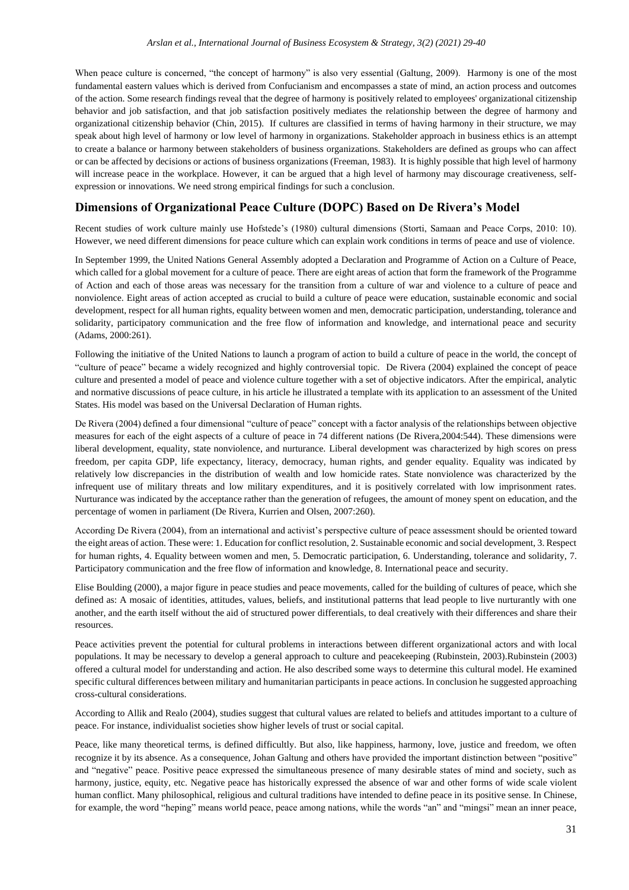When peace culture is concerned, "the concept of harmony" is also very essential (Galtung, 2009). Harmony is one of the most fundamental eastern values which is derived from Confucianism and encompasses a state of mind, an action process and outcomes of the action. Some research findings reveal that the degree of harmony is positively related to employees' organizational citizenship behavior and job satisfaction, and that job satisfaction positively mediates the relationship between the degree of harmony and organizational citizenship behavior (Chin, 2015). If cultures are classified in terms of having harmony in their structure, we may speak about high level of harmony or low level of harmony in organizations. Stakeholder approach in business ethics is an attempt to create a balance or harmony between stakeholders of business organizations. Stakeholders are defined as groups who can affect or can be affected by decisions or actions of business organizations (Freeman, 1983). It is highly possible that high level of harmony will increase peace in the workplace. However, it can be argued that a high level of harmony may discourage creativeness, self-expression or innovations. We need strong empirical findings for such a conclusion.

## Dimensions of Organizational Peace Culture (DOPC) Based on De Rivera's Model

Recent studies of work culture mainly use Hofstede's (1980) cultural dimensions (Storti, Samaan and Peace Corps, 2010: 10). However, we need different dimensions for peace culture which can explain work conditions in terms of peace and use of violence.

In September 1999, the United Nations General Assembly adopted a Declaration and Programme of Action on a Culture of Peace, which called for a global movement for a culture of peace. There are eight areas of action that form the framework of the Programme of Action and each of those areas was necessary for the transition from a culture of war and violence to a culture of peace and nonviolence. Eight areas of action accepted as crucial to build a culture of peace were education, sustainable economic and social development, respect for all human rights, equality between women and men, democratic participation, understanding, tolerance and solidarity, participatory communication and the free flow of information and knowledge, and international peace and security (Adams, 2000:261).

Following the initiative of the United Nations to launch a program of action to build a culture of peace in the world, the concept of "culture of peace" became a widely recognized and highly controversial topic. De Rivera (2004) explained the concept of peace culture and presented a model of peace and violence culture together with a set of objective indicators. After the empirical, analytic and normative discussions of peace culture, in his article he illustrated a template with its application to an assessment of the United States. His model was based on the Universal Declaration of Human rights.

De Rivera (2004) defined a four dimensional "culture of peace" concept with a factor analysis of the relationships between objective measures for each of the eight aspects of a culture of peace in 74 different nations (De Rivera,2004:544). These dimensions were liberal development, equality, state nonviolence, and nurturance. Liberal development was characterized by high scores on press freedom, per capita GDP, life expectancy, literacy, democracy, human rights, and gender equality. Equality was indicated by relatively low discrepancies in the distribution of wealth and low homicide rates. State nonviolence was characterized by the infrequent use of military threats and low military expenditures, and it is positively correlated with low imprisonment rates. Nurturance was indicated by the acceptance rather than the generation of refugees, the amount of money spent on education, and the percentage of women in parliament (De Rivera, Kurrien and Olsen, 2007:260).

According De Rivera (2004), from an international and activist's perspective culture of peace assessment should be oriented toward the eight areas of action. These were: 1. Education for conflict resolution, 2. Sustainable economic and social development, 3. Respect for human rights, 4. Equality between women and men, 5. Democratic participation, 6. Understanding, tolerance and solidarity, 7. Participatory communication and the free flow of information and knowledge, 8. International peace and security.

Elise Boulding (2000), a major figure in peace studies and peace movements, called for the building of cultures of peace, which she defined as: A mosaic of identities, attitudes, values, beliefs, and institutional patterns that lead people to live nurturantly with one another, and the earth itself without the aid of structured power differentials, to deal creatively with their differences and share their resources.

Peace activities prevent the potential for cultural problems in interactions between different organizational actors and with local populations. It may be necessary to develop a general approach to culture and peacekeeping (Rubinstein, 2003).Rubinstein (2003) offered a cultural model for understanding and action. He also described some ways to determine this cultural model. He examined specific cultural differences between military and humanitarian participants in peace actions. In conclusion he suggested approaching cross-cultural considerations.

According to Allik and Realo (2004), studies suggest that cultural values are related to beliefs and attitudes important to a culture of peace. For instance, individualist societies show higher levels of trust or social capital.

Peace, like many theoretical terms, is defined difficultly. But also, like happiness, harmony, love, justice and freedom, we often recognize it by its absence. As a consequence, Johan Galtung and others have provided the important distinction between "positive" and "negative" peace. Positive peace expressed the simultaneous presence of many desirable states of mind and society, such as harmony, justice, equity, etc. Negative peace has historically expressed the absence of war and other forms of wide scale violent human conflict. Many philosophical, religious and cultural traditions have intended to define peace in its positive sense. In Chinese, for example, the word "heping" means world peace, peace among nations, while the words "an" and "mingsi" mean an inner peace,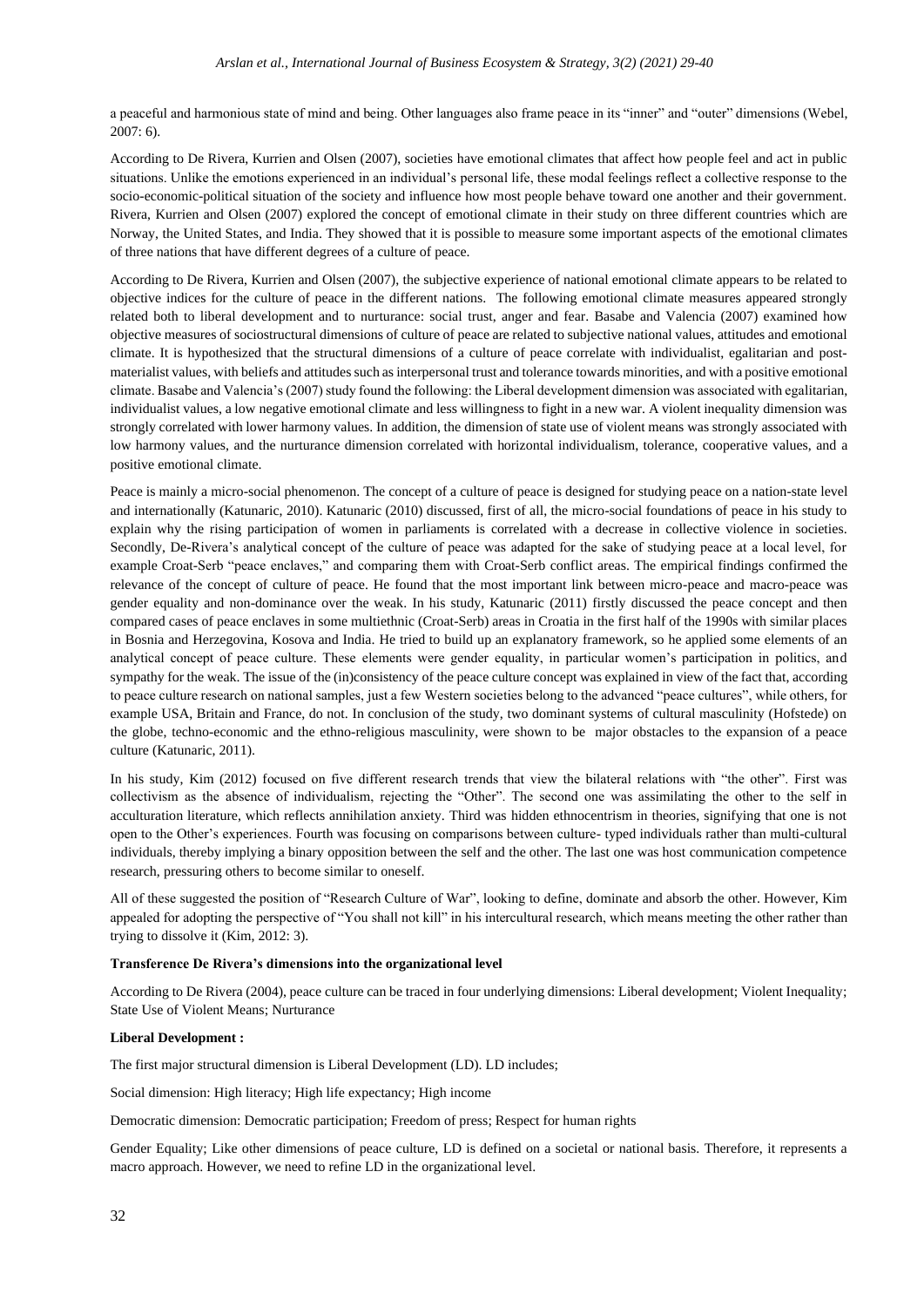a peaceful and harmonious state of mind and being. Other languages also frame peace in its "inner" and "outer" dimensions (Webel, 2007: 6).

According to De Rivera, Kurrien and Olsen (2007), societies have emotional climates that affect how people feel and act in public situations. Unlike the emotions experienced in an individual's personal life, these modal feelings reflect a collective response to the socio-economic-political situation of the society and influence how most people behave toward one another and their government. Rivera, Kurrien and Olsen (2007) explored the concept of emotional climate in their study on three different countries which are Norway, the United States, and India. They showed that it is possible to measure some important aspects of the emotional climates of three nations that have different degrees of a culture of peace.

According to De Rivera, Kurrien and Olsen (2007), the subjective experience of national emotional climate appears to be related to objective indices for the culture of peace in the different nations. The following emotional climate measures appeared strongly related both to liberal development and to nurturance: social trust, anger and fear. Basabe and Valencia (2007) examined how objective measures of sociostructural dimensions of culture of peace are related to subjective national values, attitudes and emotional climate. It is hypothesized that the structural dimensions of a culture of peace correlate with individualist, egalitarian and post-materialist values, with beliefs and attitudes such as interpersonal trust and tolerance towards minorities, and with a positive emotional climate. Basabe and Valencia's (2007) study found the following: the Liberal development dimension was associated with egalitarian, individualist values, a low negative emotional climate and less willingness to fight in a new war. A violent inequality dimension was strongly correlated with lower harmony values. In addition, the dimension of state use of violent means was strongly associated with low harmony values, and the nurturance dimension correlated with horizontal individualism, tolerance, cooperative values, and a positive emotional climate.

Peace is mainly a micro-social phenomenon. The concept of a culture of peace is designed for studying peace on a nation-state level and internationally (Katunaric, 2010). Katunaric (2010) discussed, first of all, the micro-social foundations of peace in his study to explain why the rising participation of women in parliaments is correlated with a decrease in collective violence in societies. Secondly, De-Rivera's analytical concept of the culture of peace was adapted for the sake of studying peace at a local level, for example Croat-Serb "peace enclaves," and comparing them with Croat-Serb conflict areas. The empirical findings confirmed the relevance of the concept of culture of peace. He found that the most important link between micro-peace and macro-peace was gender equality and non-dominance over the weak. In his study, Katunaric (2011) firstly discussed the peace concept and then compared cases of peace enclaves in some multiethnic (Croat-Serb) areas in Croatia in the first half of the 1990s with similar places in Bosnia and Herzegovina, Kosova and India. He tried to build up an explanatory framework, so he applied some elements of an analytical concept of peace culture. These elements were gender equality, in particular women's participation in politics, and sympathy for the weak. The issue of the (in)consistency of the peace culture concept was explained in view of the fact that, according to peace culture research on national samples, just a few Western societies belong to the advanced "peace cultures", while others, for example USA, Britain and France, do not. In conclusion of the study, two dominant systems of cultural masculinity (Hofstede) on the globe, techno-economic and the ethno-religious masculinity, were shown to be major obstacles to the expansion of a peace culture (Katunaric, 2011).

In his study, Kim (2012) focused on five different research trends that view the bilateral relations with "the other". First was collectivism as the absence of individualism, rejecting the "Other". The second one was assimilating the other to the self in acculturation literature, which reflects annihilation anxiety. Third was hidden ethnocentrism in theories, signifying that one is not open to the Other's experiences. Fourth was focusing on comparisons between culture- typed individuals rather than multi-cultural individuals, thereby implying a binary opposition between the self and the other. The last one was host communication competence research, pressuring others to become similar to oneself.

All of these suggested the position of "Research Culture of War", looking to define, dominate and absorb the other. However, Kim appealed for adopting the perspective of "You shall not kill" in his intercultural research, which means meeting the other rather than trying to dissolve it (Kim, 2012: 3).

**Transference De Rivera's dimensions into the organizational level**

According to De Rivera (2004), peace culture can be traced in four underlying dimensions: Liberal development; Violent Inequality; State Use of Violent Means; Nurturance

**Liberal Development :**

The first major structural dimension is Liberal Development (LD). LD includes;

Social dimension: High literacy; High life expectancy; High income

Democratic dimension: Democratic participation; Freedom of press; Respect for human rights

Gender Equality; Like other dimensions of peace culture, LD is defined on a societal or national basis. Therefore, it represents a macro approach. However, we need to refine LD in the organizational level.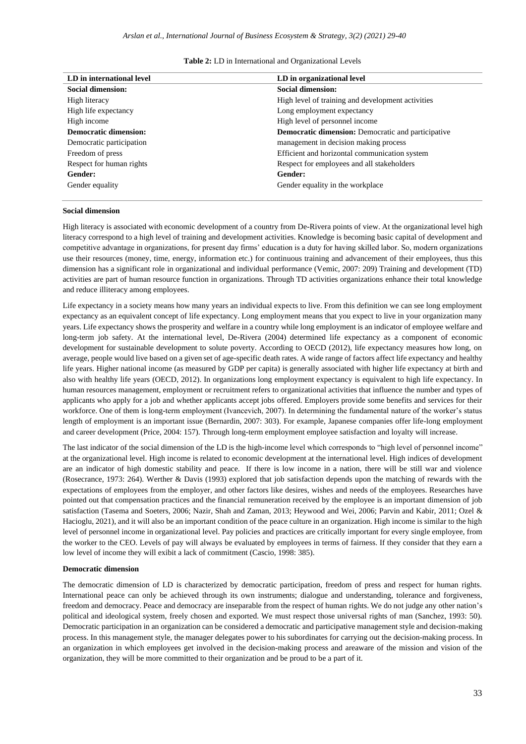**Table 2:** LD in International and Organizational Levels

| LD in international level | LD in organizational level |
|---|---|
| **Social dimension:** | **Social dimension:** |
| High literacy | High level of training and development activities |
| High life expectancy | Long employment expectancy |
| High income | High level of personnel income |
| **Democratic dimension:** | **Democratic dimension:** Democratic and participative |
| Democratic participation | management in decision making process |
| Freedom of press | Efficient and horizontal communication system |
| Respect for human rights | Respect for employees and all stakeholders |
| **Gender:** | **Gender:** |
| Gender equality | Gender equality in the workplace |

**Social dimension**

High literacy is associated with economic development of a country from De-Rivera points of view. At the organizational level high literacy correspond to a high level of training and development activities. Knowledge is becoming basic capital of development and competitive advantage in organizations, for present day firms' education is a duty for having skilled labor. So, modern organizations use their resources (money, time, energy, information etc.) for continuous training and advancement of their employees, thus this dimension has a significant role in organizational and individual performance (Vemic, 2007: 209) Training and development (TD) activities are part of human resource function in organizations. Through TD activities organizations enhance their total knowledge and reduce illiteracy among employees.

Life expectancy in a society means how many years an individual expects to live. From this definition we can see long employment expectancy as an equivalent concept of life expectancy. Long employment means that you expect to live in your organization many years. Life expectancy shows the prosperity and welfare in a country while long employment is an indicator of employee welfare and long-term job safety. At the international level, De-Rivera (2004) determined life expectancy as a component of economic development for sustainable development to solute poverty. According to OECD (2012), life expectancy measures how long, on average, people would live based on a given set of age-specific death rates. A wide range of factors affect life expectancy and healthy life years. Higher national income (as measured by GDP per capita) is generally associated with higher life expectancy at birth and also with healthy life years (OECD, 2012). In organizations long employment expectancy is equivalent to high life expectancy. In human resources management, employment or recruitment refers to organizational activities that influence the number and types of applicants who apply for a job and whether applicants accept jobs offered. Employers provide some benefits and services for their workforce. One of them is long-term employment (Ivancevich, 2007). In determining the fundamental nature of the worker's status length of employment is an important issue (Bernardin, 2007: 303). For example, Japanese companies offer life-long employment and career development (Price, 2004: 157). Through long-term employment employee satisfaction and loyalty will increase.

The last indicator of the social dimension of the LD is the high-income level which corresponds to "high level of personnel income" at the organizational level. High income is related to economic development at the international level. High indices of development are an indicator of high domestic stability and peace. If there is low income in a nation, there will be still war and violence (Rosecrance, 1973: 264). Werther & Davis (1993) explored that job satisfaction depends upon the matching of rewards with the expectations of employees from the employer, and other factors like desires, wishes and needs of the employees. Researches have pointed out that compensation practices and the financial remuneration received by the employee is an important dimension of job satisfaction (Tasema and Soeters, 2006; Nazir, Shah and Zaman, 2013; Heywood and Wei, 2006; Parvin and Kabir, 2011; Ozel & Hacioglu, 2021), and it will also be an important condition of the peace culture in an organization. High income is similar to the high level of personnel income in organizational level. Pay policies and practices are critically important for every single employee, from the worker to the CEO. Levels of pay will always be evaluated by employees in terms of fairness. If they consider that they earn a low level of income they will exibit a lack of commitment (Cascio, 1998: 385).

**Democratic dimension**

The democratic dimension of LD is characterized by democratic participation, freedom of press and respect for human rights. International peace can only be achieved through its own instruments; dialogue and understanding, tolerance and forgiveness, freedom and democracy. Peace and democracy are inseparable from the respect of human rights. We do not judge any other nation's political and ideological system, freely chosen and exported. We must respect those universal rights of man (Sanchez, 1993: 50). Democratic participation in an organization can be considered a democratic and participative management style and decision-making process. In this management style, the manager delegates power to his subordinates for carrying out the decision-making process. In an organization in which employees get involved in the decision-making process and areaware of the mission and vision of the organization, they will be more committed to their organization and be proud to be a part of it.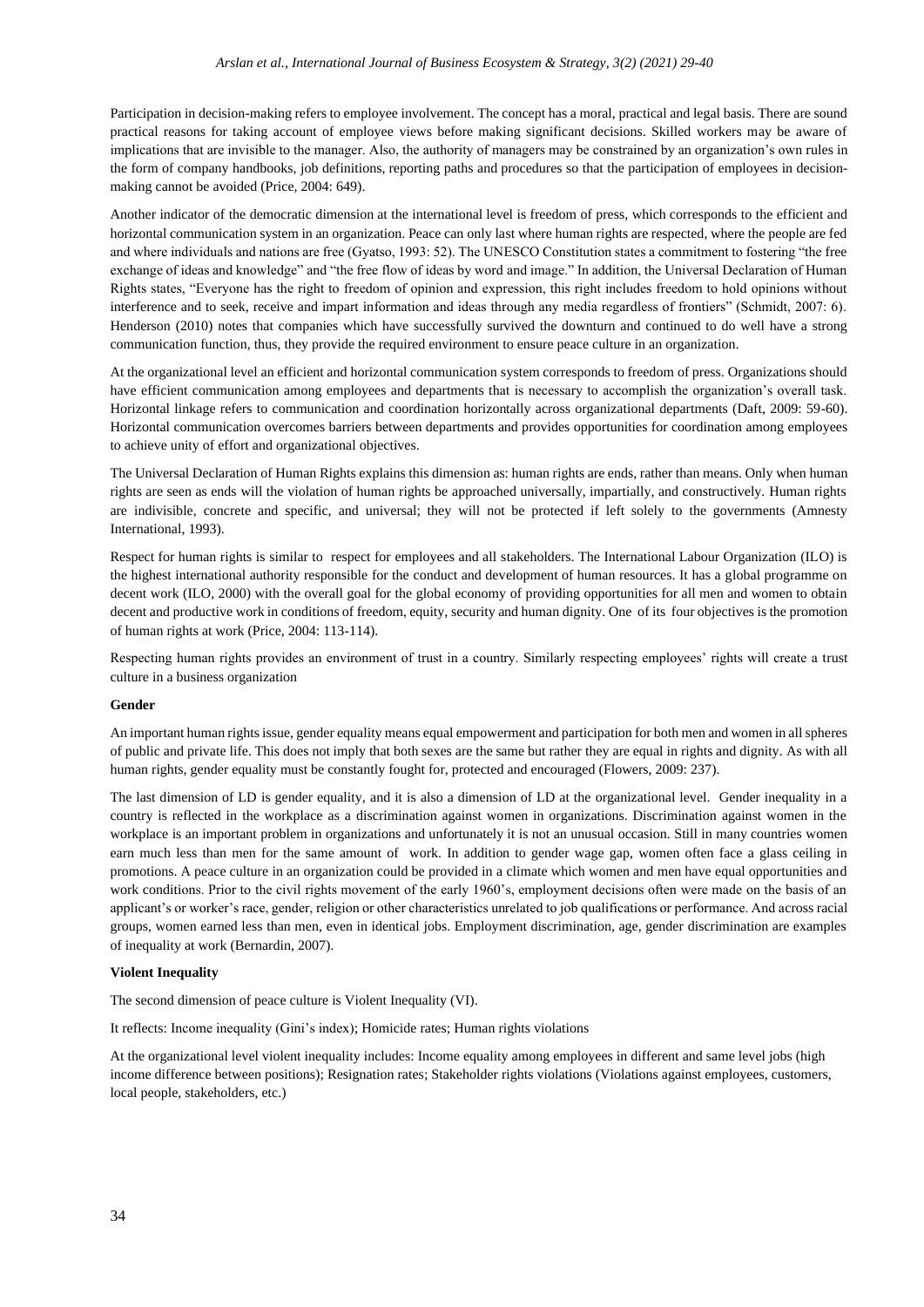Participation in decision-making refers to employee involvement. The concept has a moral, practical and legal basis. There are sound practical reasons for taking account of employee views before making significant decisions. Skilled workers may be aware of implications that are invisible to the manager. Also, the authority of managers may be constrained by an organization's own rules in the form of company handbooks, job definitions, reporting paths and procedures so that the participation of employees in decision-making cannot be avoided (Price, 2004: 649).

Another indicator of the democratic dimension at the international level is freedom of press, which corresponds to the efficient and horizontal communication system in an organization. Peace can only last where human rights are respected, where the people are fed and where individuals and nations are free (Gyatso, 1993: 52). The UNESCO Constitution states a commitment to fostering "the free exchange of ideas and knowledge" and "the free flow of ideas by word and image." In addition, the Universal Declaration of Human Rights states, "Everyone has the right to freedom of opinion and expression, this right includes freedom to hold opinions without interference and to seek, receive and impart information and ideas through any media regardless of frontiers" (Schmidt, 2007: 6). Henderson (2010) notes that companies which have successfully survived the downturn and continued to do well have a strong communication function, thus, they provide the required environment to ensure peace culture in an organization.

At the organizational level an efficient and horizontal communication system corresponds to freedom of press. Organizations should have efficient communication among employees and departments that is necessary to accomplish the organization's overall task. Horizontal linkage refers to communication and coordination horizontally across organizational departments (Daft, 2009: 59-60). Horizontal communication overcomes barriers between departments and provides opportunities for coordination among employees to achieve unity of effort and organizational objectives.

The Universal Declaration of Human Rights explains this dimension as: human rights are ends, rather than means. Only when human rights are seen as ends will the violation of human rights be approached universally, impartially, and constructively. Human rights are indivisible, concrete and specific, and universal; they will not be protected if left solely to the governments (Amnesty International, 1993).

Respect for human rights is similar to respect for employees and all stakeholders. The International Labour Organization (ILO) is the highest international authority responsible for the conduct and development of human resources. It has a global programme on decent work (ILO, 2000) with the overall goal for the global economy of providing opportunities for all men and women to obtain decent and productive work in conditions of freedom, equity, security and human dignity. One of its four objectives is the promotion of human rights at work (Price, 2004: 113-114).

Respecting human rights provides an environment of trust in a country. Similarly respecting employees' rights will create a trust culture in a business organization

**Gender**

An important human rights issue, gender equality means equal empowerment and participation for both men and women in all spheres of public and private life. This does not imply that both sexes are the same but rather they are equal in rights and dignity. As with all human rights, gender equality must be constantly fought for, protected and encouraged (Flowers, 2009: 237).

The last dimension of LD is gender equality, and it is also a dimension of LD at the organizational level. Gender inequality in a country is reflected in the workplace as a discrimination against women in organizations. Discrimination against women in the workplace is an important problem in organizations and unfortunately it is not an unusual occasion. Still in many countries women earn much less than men for the same amount of work. In addition to gender wage gap, women often face a glass ceiling in promotions. A peace culture in an organization could be provided in a climate which women and men have equal opportunities and work conditions. Prior to the civil rights movement of the early 1960's, employment decisions often were made on the basis of an applicant's or worker's race, gender, religion or other characteristics unrelated to job qualifications or performance. And across racial groups, women earned less than men, even in identical jobs. Employment discrimination, age, gender discrimination are examples of inequality at work (Bernardin, 2007).

**Violent Inequality**

The second dimension of peace culture is Violent Inequality (VI).

It reflects: Income inequality (Gini's index); Homicide rates; Human rights violations

At the organizational level violent inequality includes: Income equality among employees in different and same level jobs (high income difference between positions); Resignation rates; Stakeholder rights violations (Violations against employees, customers, local people, stakeholders, etc.)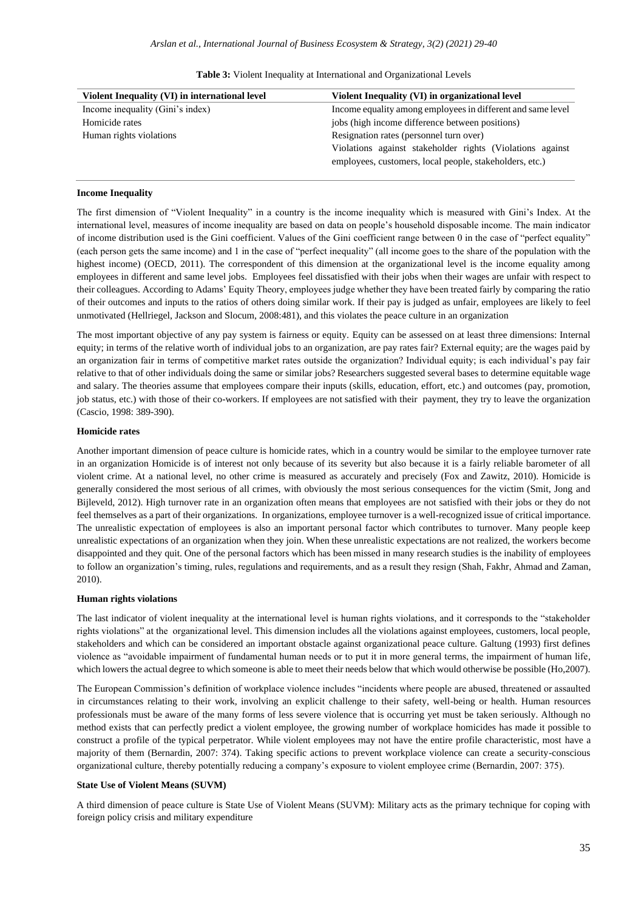**Table 3:** Violent Inequality at International and Organizational Levels

| Violent Inequality (VI) in international level | Violent Inequality (VI) in organizational level |
|---|---|
| Income inequality (Gini's index) | Income equality among employees in different and same level jobs (high income difference between positions) |
| Homicide rates | Resignation rates (personnel turn over) |
| Human rights violations | Violations against stakeholder rights (Violations against employees, customers, local people, stakeholders, etc.) |

**Income Inequality**

The first dimension of "Violent Inequality" in a country is the income inequality which is measured with Gini's Index. At the international level, measures of income inequality are based on data on people's household disposable income. The main indicator of income distribution used is the Gini coefficient. Values of the Gini coefficient range between 0 in the case of "perfect equality" (each person gets the same income) and 1 in the case of "perfect inequality" (all income goes to the share of the population with the highest income) (OECD, 2011). The correspondent of this dimension at the organizational level is the income equality among employees in different and same level jobs. Employees feel dissatisfied with their jobs when their wages are unfair with respect to their colleagues. According to Adams' Equity Theory, employees judge whether they have been treated fairly by comparing the ratio of their outcomes and inputs to the ratios of others doing similar work. If their pay is judged as unfair, employees are likely to feel unmotivated (Hellriegel, Jackson and Slocum, 2008:481), and this violates the peace culture in an organization

The most important objective of any pay system is fairness or equity. Equity can be assessed on at least three dimensions: Internal equity; in terms of the relative worth of individual jobs to an organization, are pay rates fair? External equity; are the wages paid by an organization fair in terms of competitive market rates outside the organization? Individual equity; is each individual's pay fair relative to that of other individuals doing the same or similar jobs? Researchers suggested several bases to determine equitable wage and salary. The theories assume that employees compare their inputs (skills, education, effort, etc.) and outcomes (pay, promotion, job status, etc.) with those of their co-workers. If employees are not satisfied with their payment, they try to leave the organization (Cascio, 1998: 389-390).

**Homicide rates**

Another important dimension of peace culture is homicide rates, which in a country would be similar to the employee turnover rate in an organization Homicide is of interest not only because of its severity but also because it is a fairly reliable barometer of all violent crime. At a national level, no other crime is measured as accurately and precisely (Fox and Zawitz, 2010). Homicide is generally considered the most serious of all crimes, with obviously the most serious consequences for the victim (Smit, Jong and Bijleveld, 2012). High turnover rate in an organization often means that employees are not satisfied with their jobs or they do not feel themselves as a part of their organizations. In organizations, employee turnover is a well-recognized issue of critical importance. The unrealistic expectation of employees is also an important personal factor which contributes to turnover. Many people keep unrealistic expectations of an organization when they join. When these unrealistic expectations are not realized, the workers become disappointed and they quit. One of the personal factors which has been missed in many research studies is the inability of employees to follow an organization's timing, rules, regulations and requirements, and as a result they resign (Shah, Fakhr, Ahmad and Zaman, 2010).

**Human rights violations**

The last indicator of violent inequality at the international level is human rights violations, and it corresponds to the "stakeholder rights violations" at the organizational level. This dimension includes all the violations against employees, customers, local people, stakeholders and which can be considered an important obstacle against organizational peace culture. Galtung (1993) first defines violence as "avoidable impairment of fundamental human needs or to put it in more general terms, the impairment of human life, which lowers the actual degree to which someone is able to meet their needs below that which would otherwise be possible (Ho,2007).

The European Commission's definition of workplace violence includes "incidents where people are abused, threatened or assaulted in circumstances relating to their work, involving an explicit challenge to their safety, well-being or health. Human resources professionals must be aware of the many forms of less severe violence that is occurring yet must be taken seriously. Although no method exists that can perfectly predict a violent employee, the growing number of workplace homicides has made it possible to construct a profile of the typical perpetrator. While violent employees may not have the entire profile characteristic, most have a majority of them (Bernardin, 2007: 374). Taking specific actions to prevent workplace violence can create a security-conscious organizational culture, thereby potentially reducing a company's exposure to violent employee crime (Bernardin, 2007: 375).

**State Use of Violent Means (SUVM)**

A third dimension of peace culture is State Use of Violent Means (SUVM): Military acts as the primary technique for coping with foreign policy crisis and military expenditure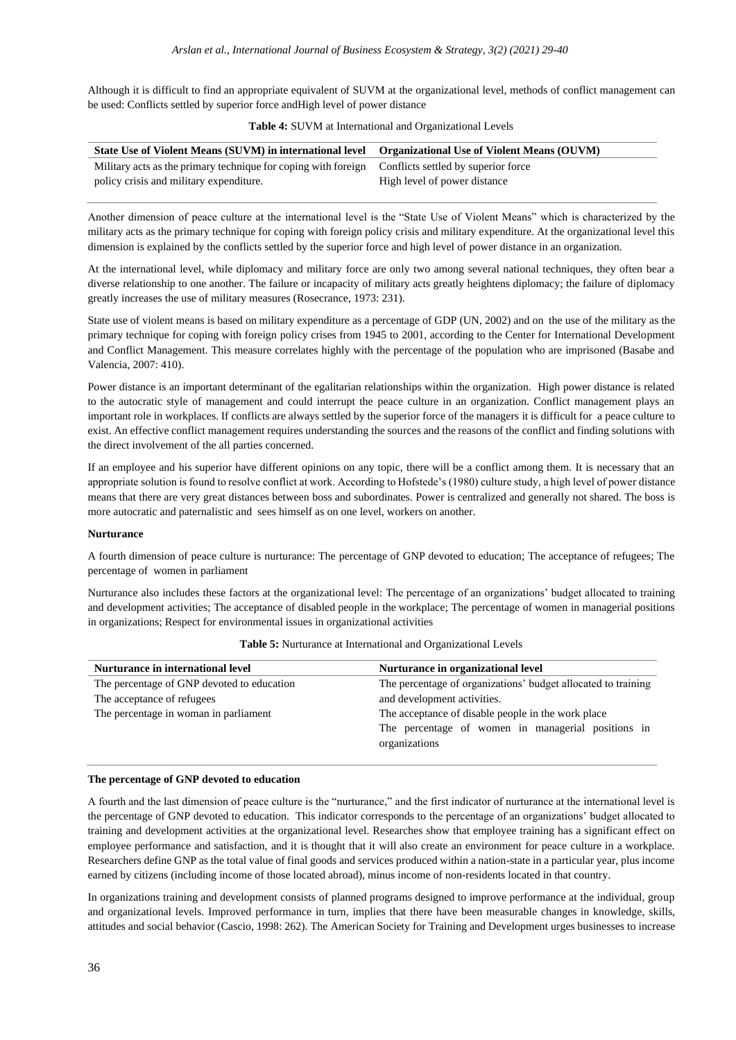Although it is difficult to find an appropriate equivalent of SUVM at the organizational level, methods of conflict management can be used: Conflicts settled by superior force andHigh level of power distance

**Table 4:** SUVM at International and Organizational Levels

| State Use of Violent Means (SUVM) in international level | Organizational Use of Violent Means (OUVM) |
|---|---|
| Military acts as the primary technique for coping with foreign policy crisis and military expenditure. | Conflicts settled by superior force<br>High level of power distance |

Another dimension of peace culture at the international level is the "State Use of Violent Means" which is characterized by the military acts as the primary technique for coping with foreign policy crisis and military expenditure. At the organizational level this dimension is explained by the conflicts settled by the superior force and high level of power distance in an organization.

At the international level, while diplomacy and military force are only two among several national techniques, they often bear a diverse relationship to one another. The failure or incapacity of military acts greatly heightens diplomacy; the failure of diplomacy greatly increases the use of military measures (Rosecrance, 1973: 231).

State use of violent means is based on military expenditure as a percentage of GDP (UN, 2002) and on the use of the military as the primary technique for coping with foreign policy crises from 1945 to 2001, according to the Center for International Development and Conflict Management. This measure correlates highly with the percentage of the population who are imprisoned (Basabe and Valencia, 2007: 410).

Power distance is an important determinant of the egalitarian relationships within the organization. High power distance is related to the autocratic style of management and could interrupt the peace culture in an organization. Conflict management plays an important role in workplaces. If conflicts are always settled by the superior force of the managers it is difficult for a peace culture to exist. An effective conflict management requires understanding the sources and the reasons of the conflict and finding solutions with the direct involvement of the all parties concerned.

If an employee and his superior have different opinions on any topic, there will be a conflict among them. It is necessary that an appropriate solution is found to resolve conflict at work. According to Hofstede's (1980) culture study, a high level of power distance means that there are very great distances between boss and subordinates. Power is centralized and generally not shared. The boss is more autocratic and paternalistic and sees himself as on one level, workers on another.

**Nurturance**

A fourth dimension of peace culture is nurturance: The percentage of GNP devoted to education; The acceptance of refugees; The percentage of women in parliament

Nurturance also includes these factors at the organizational level: The percentage of an organizations' budget allocated to training and development activities; The acceptance of disabled people in the workplace; The percentage of women in managerial positions in organizations; Respect for environmental issues in organizational activities

**Table 5:** Nurturance at International and Organizational Levels

| Nurturance in international level | Nurturance in organizational level |
|---|---|
| The percentage of GNP devoted to education<br>The acceptance of refugees<br>The percentage in woman in parliament | The percentage of organizations' budget allocated to training and development activities.<br>The acceptance of disable people in the work place<br>The percentage of women in managerial positions in organizations |

**The percentage of GNP devoted to education**

A fourth and the last dimension of peace culture is the "nurturance," and the first indicator of nurturance at the international level is the percentage of GNP devoted to education. This indicator corresponds to the percentage of an organizations' budget allocated to training and development activities at the organizational level. Researches show that employee training has a significant effect on employee performance and satisfaction, and it is thought that it will also create an environment for peace culture in a workplace. Researchers define GNP as the total value of final goods and services produced within a nation-state in a particular year, plus income earned by citizens (including income of those located abroad), minus income of non-residents located in that country.

In organizations training and development consists of planned programs designed to improve performance at the individual, group and organizational levels. Improved performance in turn, implies that there have been measurable changes in knowledge, skills, attitudes and social behavior (Cascio, 1998: 262). The American Society for Training and Development urges businesses to increase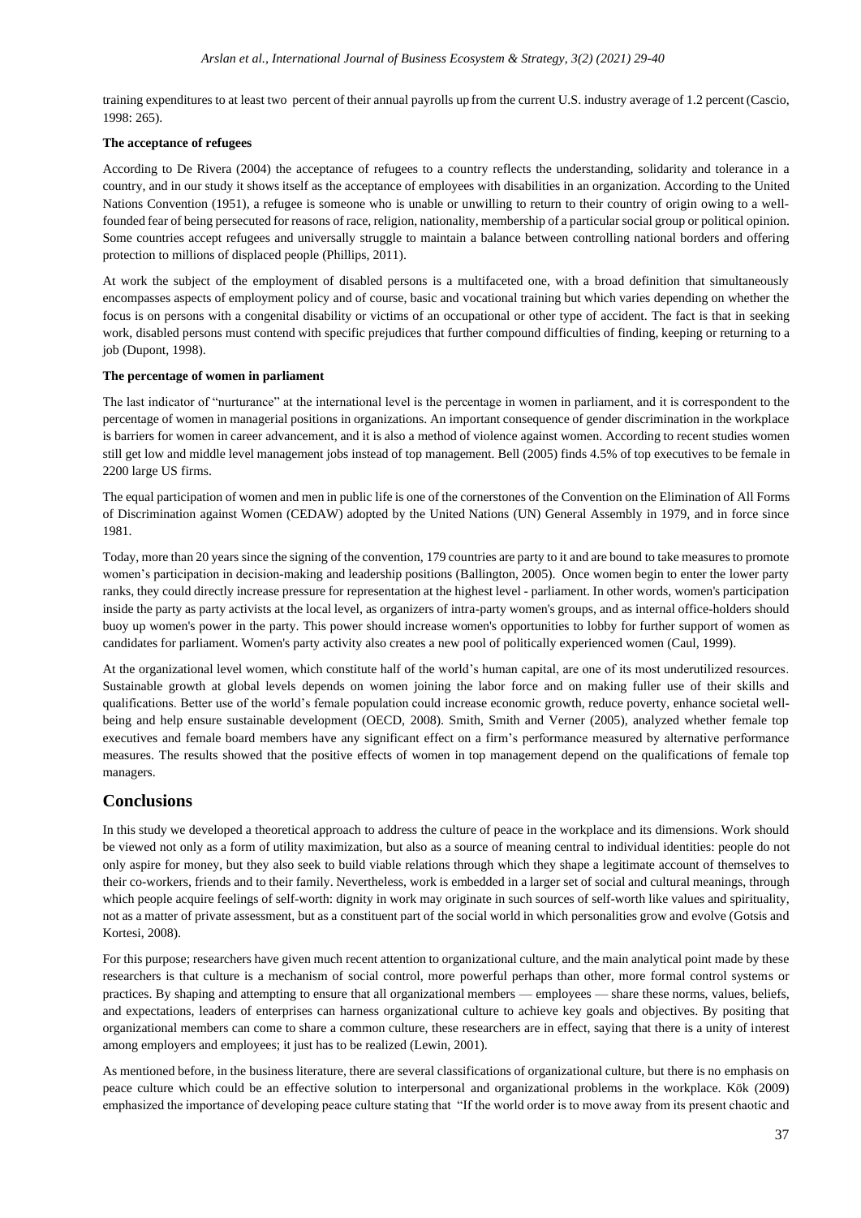training expenditures to at least two percent of their annual payrolls up from the current U.S. industry average of 1.2 percent (Cascio, 1998: 265).

**The acceptance of refugees**

According to De Rivera (2004) the acceptance of refugees to a country reflects the understanding, solidarity and tolerance in a country, and in our study it shows itself as the acceptance of employees with disabilities in an organization. According to the United Nations Convention (1951), a refugee is someone who is unable or unwilling to return to their country of origin owing to a well-founded fear of being persecuted for reasons of race, religion, nationality, membership of a particular social group or political opinion. Some countries accept refugees and universally struggle to maintain a balance between controlling national borders and offering protection to millions of displaced people (Phillips, 2011).

At work the subject of the employment of disabled persons is a multifaceted one, with a broad definition that simultaneously encompasses aspects of employment policy and of course, basic and vocational training but which varies depending on whether the focus is on persons with a congenital disability or victims of an occupational or other type of accident. The fact is that in seeking work, disabled persons must contend with specific prejudices that further compound difficulties of finding, keeping or returning to a job (Dupont, 1998).

**The percentage of women in parliament**

The last indicator of "nurturance" at the international level is the percentage in women in parliament, and it is correspondent to the percentage of women in managerial positions in organizations. An important consequence of gender discrimination in the workplace is barriers for women in career advancement, and it is also a method of violence against women. According to recent studies women still get low and middle level management jobs instead of top management. Bell (2005) finds 4.5% of top executives to be female in 2200 large US firms.

The equal participation of women and men in public life is one of the cornerstones of the Convention on the Elimination of All Forms of Discrimination against Women (CEDAW) adopted by the United Nations (UN) General Assembly in 1979, and in force since 1981.

Today, more than 20 years since the signing of the convention, 179 countries are party to it and are bound to take measures to promote women's participation in decision-making and leadership positions (Ballington, 2005). Once women begin to enter the lower party ranks, they could directly increase pressure for representation at the highest level - parliament. In other words, women's participation inside the party as party activists at the local level, as organizers of intra-party women's groups, and as internal office-holders should buoy up women's power in the party. This power should increase women's opportunities to lobby for further support of women as candidates for parliament. Women's party activity also creates a new pool of politically experienced women (Caul, 1999).

At the organizational level women, which constitute half of the world's human capital, are one of its most underutilized resources. Sustainable growth at global levels depends on women joining the labor force and on making fuller use of their skills and qualifications. Better use of the world's female population could increase economic growth, reduce poverty, enhance societal well-being and help ensure sustainable development (OECD, 2008). Smith, Smith and Verner (2005), analyzed whether female top executives and female board members have any significant effect on a firm's performance measured by alternative performance measures. The results showed that the positive effects of women in top management depend on the qualifications of female top managers.

## Conclusions

In this study we developed a theoretical approach to address the culture of peace in the workplace and its dimensions. Work should be viewed not only as a form of utility maximization, but also as a source of meaning central to individual identities: people do not only aspire for money, but they also seek to build viable relations through which they shape a legitimate account of themselves to their co-workers, friends and to their family. Nevertheless, work is embedded in a larger set of social and cultural meanings, through which people acquire feelings of self-worth: dignity in work may originate in such sources of self-worth like values and spirituality, not as a matter of private assessment, but as a constituent part of the social world in which personalities grow and evolve (Gotsis and Kortesi, 2008).

For this purpose; researchers have given much recent attention to organizational culture, and the main analytical point made by these researchers is that culture is a mechanism of social control, more powerful perhaps than other, more formal control systems or practices. By shaping and attempting to ensure that all organizational members — employees — share these norms, values, beliefs, and expectations, leaders of enterprises can harness organizational culture to achieve key goals and objectives. By positing that organizational members can come to share a common culture, these researchers are in effect, saying that there is a unity of interest among employers and employees; it just has to be realized (Lewin, 2001).

As mentioned before, in the business literature, there are several classifications of organizational culture, but there is no emphasis on peace culture which could be an effective solution to interpersonal and organizational problems in the workplace. Kök (2009) emphasized the importance of developing peace culture stating that "If the world order is to move away from its present chaotic and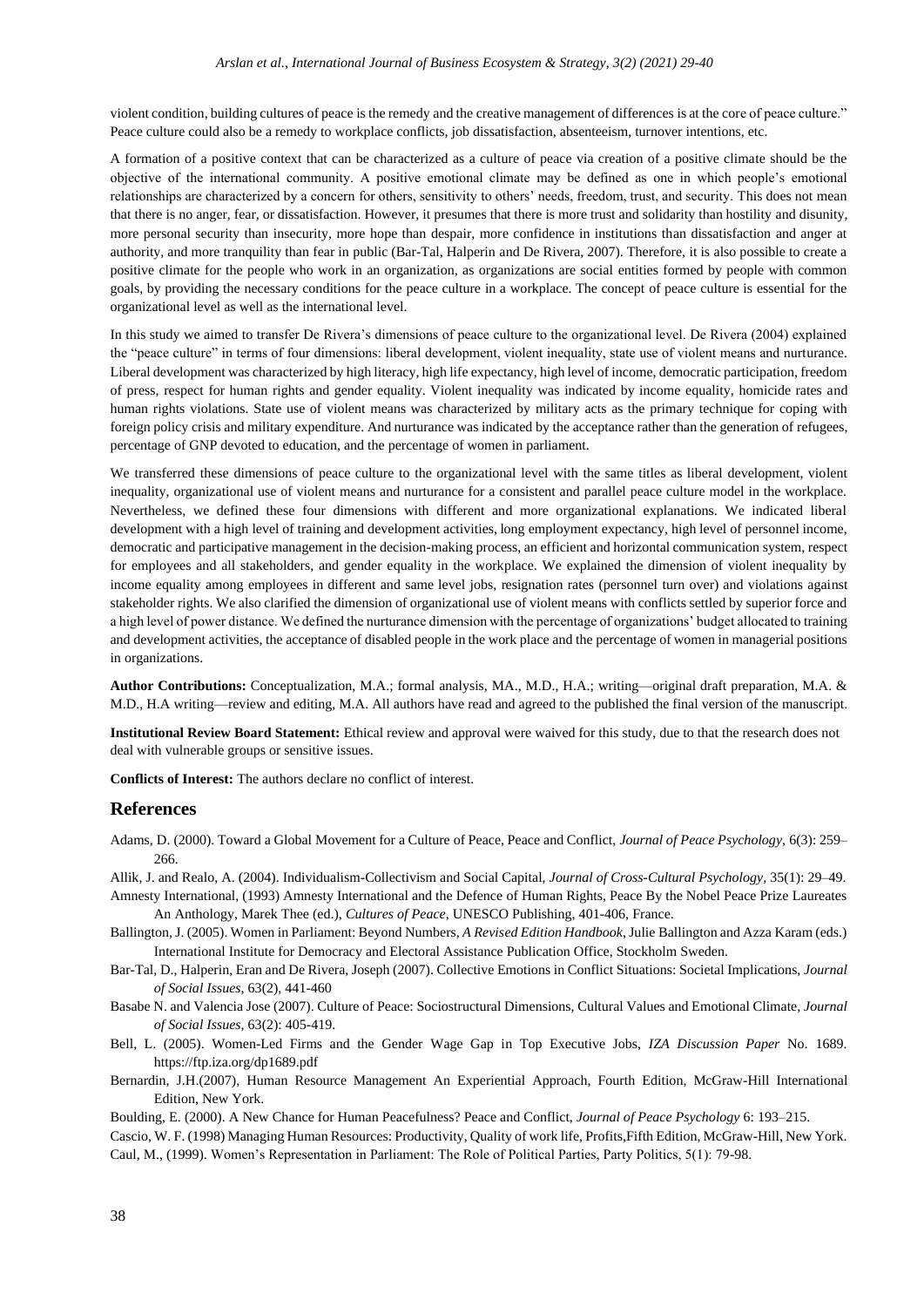violent condition, building cultures of peace is the remedy and the creative management of differences is at the core of peace culture." Peace culture could also be a remedy to workplace conflicts, job dissatisfaction, absenteeism, turnover intentions, etc.

A formation of a positive context that can be characterized as a culture of peace via creation of a positive climate should be the objective of the international community. A positive emotional climate may be defined as one in which people's emotional relationships are characterized by a concern for others, sensitivity to others' needs, freedom, trust, and security. This does not mean that there is no anger, fear, or dissatisfaction. However, it presumes that there is more trust and solidarity than hostility and disunity, more personal security than insecurity, more hope than despair, more confidence in institutions than dissatisfaction and anger at authority, and more tranquility than fear in public (Bar-Tal, Halperin and De Rivera, 2007). Therefore, it is also possible to create a positive climate for the people who work in an organization, as organizations are social entities formed by people with common goals, by providing the necessary conditions for the peace culture in a workplace. The concept of peace culture is essential for the organizational level as well as the international level.

In this study we aimed to transfer De Rivera's dimensions of peace culture to the organizational level. De Rivera (2004) explained the "peace culture" in terms of four dimensions: liberal development, violent inequality, state use of violent means and nurturance. Liberal development was characterized by high literacy, high life expectancy, high level of income, democratic participation, freedom of press, respect for human rights and gender equality. Violent inequality was indicated by income equality, homicide rates and human rights violations. State use of violent means was characterized by military acts as the primary technique for coping with foreign policy crisis and military expenditure. And nurturance was indicated by the acceptance rather than the generation of refugees, percentage of GNP devoted to education, and the percentage of women in parliament.

We transferred these dimensions of peace culture to the organizational level with the same titles as liberal development, violent inequality, organizational use of violent means and nurturance for a consistent and parallel peace culture model in the workplace. Nevertheless, we defined these four dimensions with different and more organizational explanations. We indicated liberal development with a high level of training and development activities, long employment expectancy, high level of personnel income, democratic and participative management in the decision-making process, an efficient and horizontal communication system, respect for employees and all stakeholders, and gender equality in the workplace. We explained the dimension of violent inequality by income equality among employees in different and same level jobs, resignation rates (personnel turn over) and violations against stakeholder rights. We also clarified the dimension of organizational use of violent means with conflicts settled by superior force and a high level of power distance. We defined the nurturance dimension with the percentage of organizations' budget allocated to training and development activities, the acceptance of disabled people in the work place and the percentage of women in managerial positions in organizations.

**Author Contributions:** Conceptualization, M.A.; formal analysis, MA., M.D., H.A.; writing—original draft preparation, M.A. & M.D., H.A writing—review and editing, M.A. All authors have read and agreed to the published the final version of the manuscript.

**Institutional Review Board Statement:** Ethical review and approval were waived for this study, due to that the research does not deal with vulnerable groups or sensitive issues.

**Conflicts of Interest:** The authors declare no conflict of interest.

## References

Adams, D. (2000). Toward a Global Movement for a Culture of Peace, Peace and Conflict, *Journal of Peace Psychology*, 6(3): 259–266.

Allik, J. and Realo, A. (2004). Individualism-Collectivism and Social Capital, *Journal of Cross-Cultural Psychology*, 35(1): 29–49.

Amnesty International, (1993) Amnesty International and the Defence of Human Rights, Peace By the Nobel Peace Prize Laureates An Anthology, Marek Thee (ed.), *Cultures of Peace*, UNESCO Publishing, 401-406, France.

Ballington, J. (2005). Women in Parliament: Beyond Numbers, *A Revised Edition Handbook*, Julie Ballington and Azza Karam (eds.) International Institute for Democracy and Electoral Assistance Publication Office, Stockholm Sweden.

Bar-Tal, D., Halperin, Eran and De Rivera, Joseph (2007). Collective Emotions in Conflict Situations: Societal Implications, *Journal of Social Issues*, 63(2), 441-460

Basabe N. and Valencia Jose (2007). Culture of Peace: Sociostructural Dimensions, Cultural Values and Emotional Climate, *Journal of Social Issues*, 63(2): 405-419.

Bell, L. (2005). Women-Led Firms and the Gender Wage Gap in Top Executive Jobs, *IZA Discussion Paper* No. 1689. https://ftp.iza.org/dp1689.pdf

Bernardin, J.H.(2007), Human Resource Management An Experiential Approach, Fourth Edition, McGraw-Hill International Edition, New York.

Boulding, E. (2000). A New Chance for Human Peacefulness? Peace and Conflict, *Journal of Peace Psychology* 6: 193–215.

Cascio, W. F. (1998) Managing Human Resources: Productivity, Quality of work life, Profits,Fifth Edition, McGraw-Hill, New York.

Caul, M., (1999). Women's Representation in Parliament: The Role of Political Parties, Party Politics, 5(1): 79-98.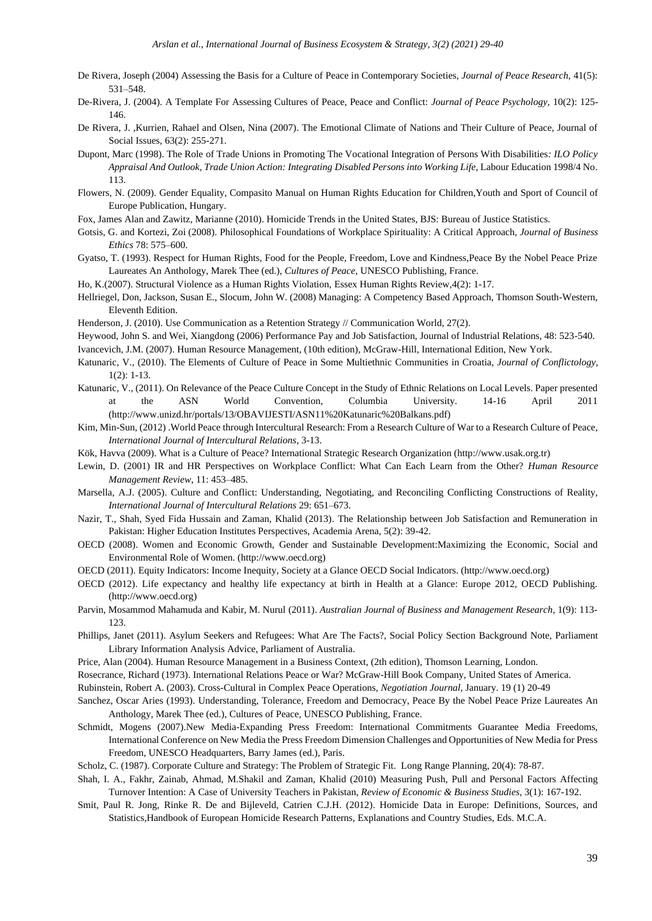De Rivera, Joseph (2004) Assessing the Basis for a Culture of Peace in Contemporary Societies, *Journal of Peace Research*, 41(5): 531–548.

De-Rivera, J. (2004). A Template For Assessing Cultures of Peace, Peace and Conflict: *Journal of Peace Psychology*, 10(2): 125-146.

De Rivera, J. ,Kurrien, Rahael and Olsen, Nina (2007). The Emotional Climate of Nations and Their Culture of Peace, Journal of Social Issues, 63(2): 255-271.

Dupont, Marc (1998). The Role of Trade Unions in Promoting The Vocational Integration of Persons With Disabilities*: ILO Policy Appraisal And Outlook, Trade Union Action: Integrating Disabled Persons into Working Life*, Labour Education 1998/4 No. 113.

Flowers, N. (2009). Gender Equality, Compasito Manual on Human Rights Education for Children,Youth and Sport of Council of Europe Publication, Hungary.

Fox, James Alan and Zawitz, Marianne (2010). Homicide Trends in the United States, BJS: Bureau of Justice Statistics.

Gotsis, G. and Kortezi, Zoi (2008). Philosophical Foundations of Workplace Spirituality: A Critical Approach, *Journal of Business Ethics* 78: 575–600.

Gyatso, T. (1993). Respect for Human Rights, Food for the People, Freedom, Love and Kindness,Peace By the Nobel Peace Prize Laureates An Anthology, Marek Thee (ed.), *Cultures of Peace*, UNESCO Publishing, France.

Ho, K.(2007). Structural Violence as a Human Rights Violation, Essex Human Rights Review,4(2): 1-17.

Hellriegel, Don, Jackson, Susan E., Slocum, John W. (2008) Managing: A Competency Based Approach, Thomson South-Western, Eleventh Edition.

Henderson, J. (2010). Use Communication as a Retention Strategy // Communication World, 27(2).

Heywood, John S. and Wei, Xiangdong (2006) Performance Pay and Job Satisfaction, Journal of Industrial Relations, 48: 523-540.

Ivancevich, J.M. (2007). Human Resource Management, (10th edition), McGraw-Hill, International Edition, New York.

Katunaric, V., (2010). The Elements of Culture of Peace in Some Multiethnic Communities in Croatia, *Journal of Conflictology*, 1(2): 1-13.

Katunaric, V., (2011). On Relevance of the Peace Culture Concept in the Study of Ethnic Relations on Local Levels. Paper presented at the ASN World Convention, Columbia University. 14-16 April 2011 (http://www.unizd.hr/portals/13/OBAVIJESTI/ASN11%20Katunaric%20Balkans.pdf)

Kim, Min-Sun, (2012) .World Peace through Intercultural Research: From a Research Culture of War to a Research Culture of Peace, *International Journal of Intercultural Relations*, 3-13.

Kök, Havva (2009). What is a Culture of Peace? International Strategic Research Organization (http://www.usak.org.tr)

Lewin, D. (2001) IR and HR Perspectives on Workplace Conflict: What Can Each Learn from the Other? *Human Resource Management Review*, 11: 453–485.

Marsella, A.J. (2005). Culture and Conflict: Understanding, Negotiating, and Reconciling Conflicting Constructions of Reality, *International Journal of Intercultural Relations* 29: 651–673.

Nazir, T., Shah, Syed Fida Hussain and Zaman, Khalid (2013). The Relationship between Job Satisfaction and Remuneration in Pakistan: Higher Education Institutes Perspectives, Academia Arena, 5(2): 39-42.

OECD (2008). Women and Economic Growth, Gender and Sustainable Development:Maximizing the Economic, Social and Environmental Role of Women. (http://www.oecd.org)

OECD (2011). Equity Indicators: Income Inequity, Society at a Glance OECD Social Indicators. (http://www.oecd.org)

OECD (2012). Life expectancy and healthy life expectancy at birth in Health at a Glance: Europe 2012, OECD Publishing. (http://www.oecd.org)

Parvin, Mosammod Mahamuda and Kabir, M. Nurul (2011). *Australian Journal of Business and Management Research*, 1(9): 113-123.

Phillips, Janet (2011). Asylum Seekers and Refugees: What Are The Facts?, Social Policy Section Background Note, Parliament Library Information Analysis Advice, Parliament of Australia.

Price, Alan (2004). Human Resource Management in a Business Context, (2th edition), Thomson Learning, London.

Rosecrance, Richard (1973). International Relations Peace or War? McGraw-Hill Book Company, United States of America.

Rubinstein, Robert A. (2003). Cross-Cultural in Complex Peace Operations, *Negotiation Journal*, January. 19 (1) 20-49

Sanchez, Oscar Aries (1993). Understanding, Tolerance, Freedom and Democracy, Peace By the Nobel Peace Prize Laureates An Anthology, Marek Thee (ed.), Cultures of Peace, UNESCO Publishing, France.

Schmidt, Mogens (2007).New Media-Expanding Press Freedom: International Commitments Guarantee Media Freedoms, International Conference on New Media the Press Freedom Dimension Challenges and Opportunities of New Media for Press Freedom, UNESCO Headquarters, Barry James (ed.), Paris.

Scholz, C. (1987). Corporate Culture and Strategy: The Problem of Strategic Fit. Long Range Planning, 20(4): 78-87.

Shah, I. A., Fakhr, Zainab, Ahmad, M.Shakil and Zaman, Khalid (2010) Measuring Push, Pull and Personal Factors Affecting Turnover Intention: A Case of University Teachers in Pakistan, *Review of Economic & Business Studies*, 3(1): 167-192.

Smit, Paul R. Jong, Rinke R. De and Bijleveld, Catrien C.J.H. (2012). Homicide Data in Europe: Definitions, Sources, and Statistics,Handbook of European Homicide Research Patterns, Explanations and Country Studies, Eds. M.C.A.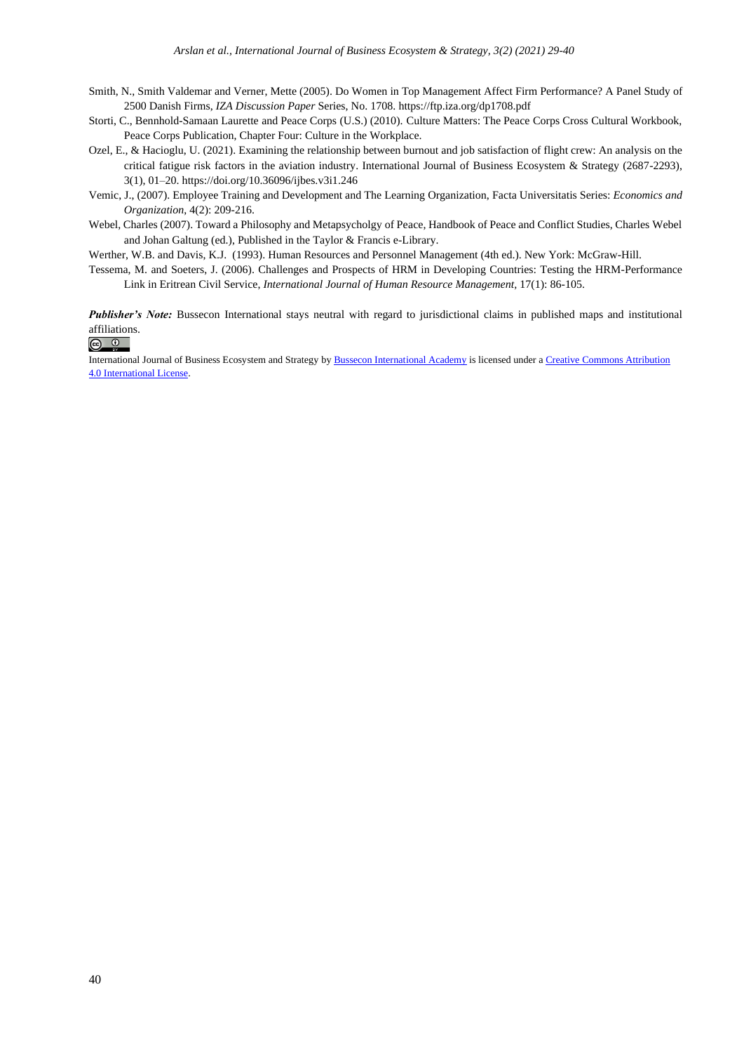Smith, N., Smith Valdemar and Verner, Mette (2005). Do Women in Top Management Affect Firm Performance? A Panel Study of 2500 Danish Firms, *IZA Discussion Paper* Series, No. 1708. https://ftp.iza.org/dp1708.pdf

Storti, C., Bennhold-Samaan Laurette and Peace Corps (U.S.) (2010). Culture Matters: The Peace Corps Cross Cultural Workbook, Peace Corps Publication, Chapter Four: Culture in the Workplace.

Ozel, E., & Hacioglu, U. (2021). Examining the relationship between burnout and job satisfaction of flight crew: An analysis on the critical fatigue risk factors in the aviation industry. International Journal of Business Ecosystem & Strategy (2687-2293), 3(1), 01–20. https://doi.org/10.36096/ijbes.v3i1.246

Vemic, J., (2007). Employee Training and Development and The Learning Organization, Facta Universitatis Series: *Economics and Organization*, 4(2): 209-216.

Webel, Charles (2007). Toward a Philosophy and Metapsycholgy of Peace, Handbook of Peace and Conflict Studies, Charles Webel and Johan Galtung (ed.), Published in the Taylor & Francis e-Library.

Werther, W.B. and Davis, K.J. (1993). Human Resources and Personnel Management (4th ed.). New York: McGraw-Hill.

Tessema, M. and Soeters, J. (2006). Challenges and Prospects of HRM in Developing Countries: Testing the HRM-Performance Link in Eritrean Civil Service, *International Journal of Human Resource Management*, 17(1): 86-105.

***Publisher's Note:*** Bussecon International stays neutral with regard to jurisdictional claims in published maps and institutional affiliations.

International Journal of Business Ecosystem and Strategy by Bussecon International Academy is licensed under a Creative Commons Attribution 4.0 International License.